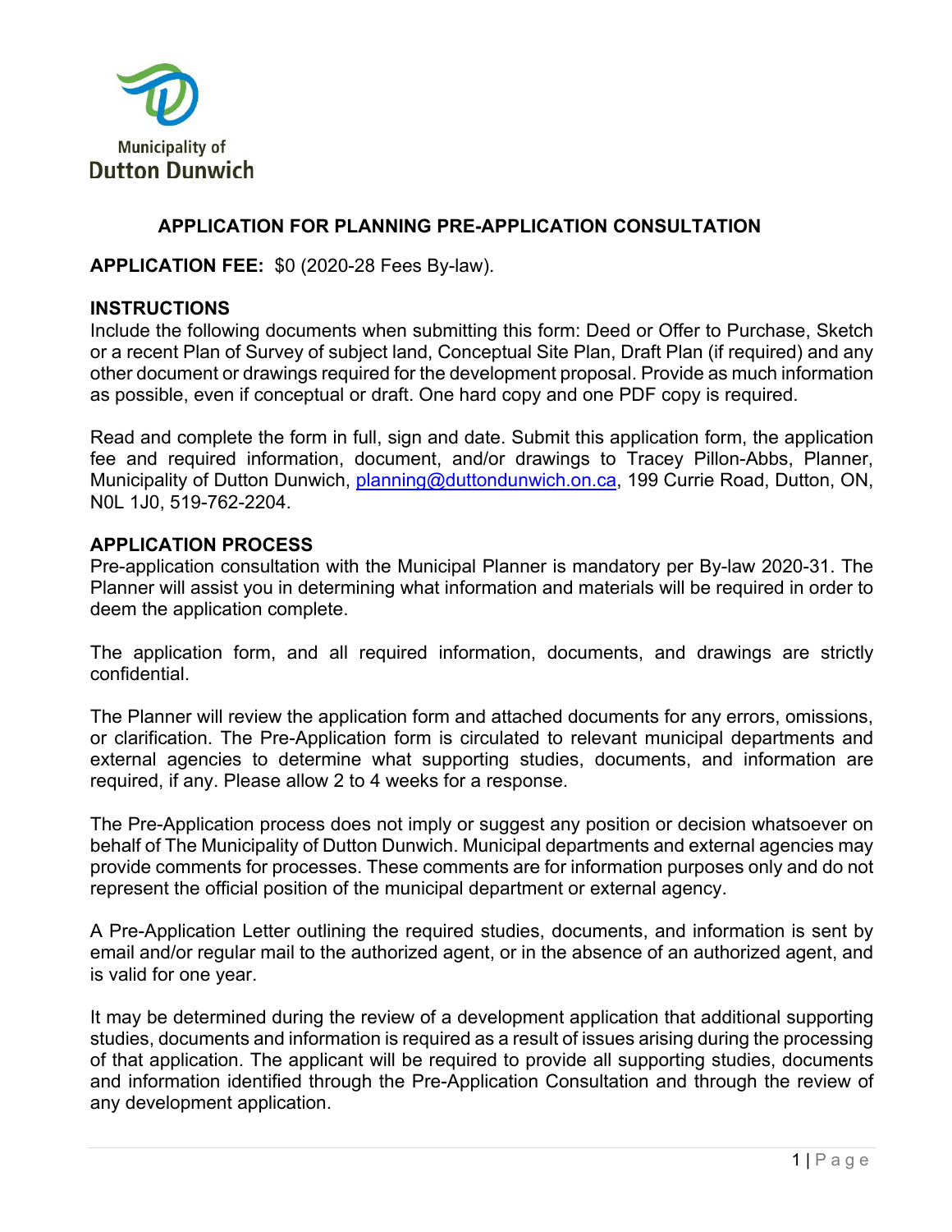Municipality of
Dutton Dunwich

# APPLICATION FOR PLANNING PRE-APPLICATION CONSULTATION

**APPLICATION FEE:** $0 (2020-28 Fees By-law).

## INSTRUCTIONS

Include the following documents when submitting this form: Deed or Offer to Purchase, Sketch or a recent Plan of Survey of subject land, Conceptual Site Plan, Draft Plan (if required) and any other document or drawings required for the development proposal. Provide as much information as possible, even if conceptual or draft. One hard copy and one PDF copy is required.

Read and complete the form in full, sign and date. Submit this application form, the application fee and required information, document, and/or drawings to Tracey Pillon-Abbs, Planner, Municipality of Dutton Dunwich, planning@duttondunwich.on.ca, 199 Currie Road, Dutton, ON, N0L 1J0, 519-762-2204.

## APPLICATION PROCESS

Pre-application consultation with the Municipal Planner is mandatory per By-law 2020-31. The Planner will assist you in determining what information and materials will be required in order to deem the application complete.

The application form, and all required information, documents, and drawings are strictly confidential.

The Planner will review the application form and attached documents for any errors, omissions, or clarification. The Pre-Application form is circulated to relevant municipal departments and external agencies to determine what supporting studies, documents, and information are required, if any. Please allow 2 to 4 weeks for a response.

The Pre-Application process does not imply or suggest any position or decision whatsoever on behalf of The Municipality of Dutton Dunwich. Municipal departments and external agencies may provide comments for processes. These comments are for information purposes only and do not represent the official position of the municipal department or external agency.

A Pre-Application Letter outlining the required studies, documents, and information is sent by email and/or regular mail to the authorized agent, or in the absence of an authorized agent, and is valid for one year.

It may be determined during the review of a development application that additional supporting studies, documents and information is required as a result of issues arising during the processing of that application. The applicant will be required to provide all supporting studies, documents and information identified through the Pre-Application Consultation and through the review of any development application.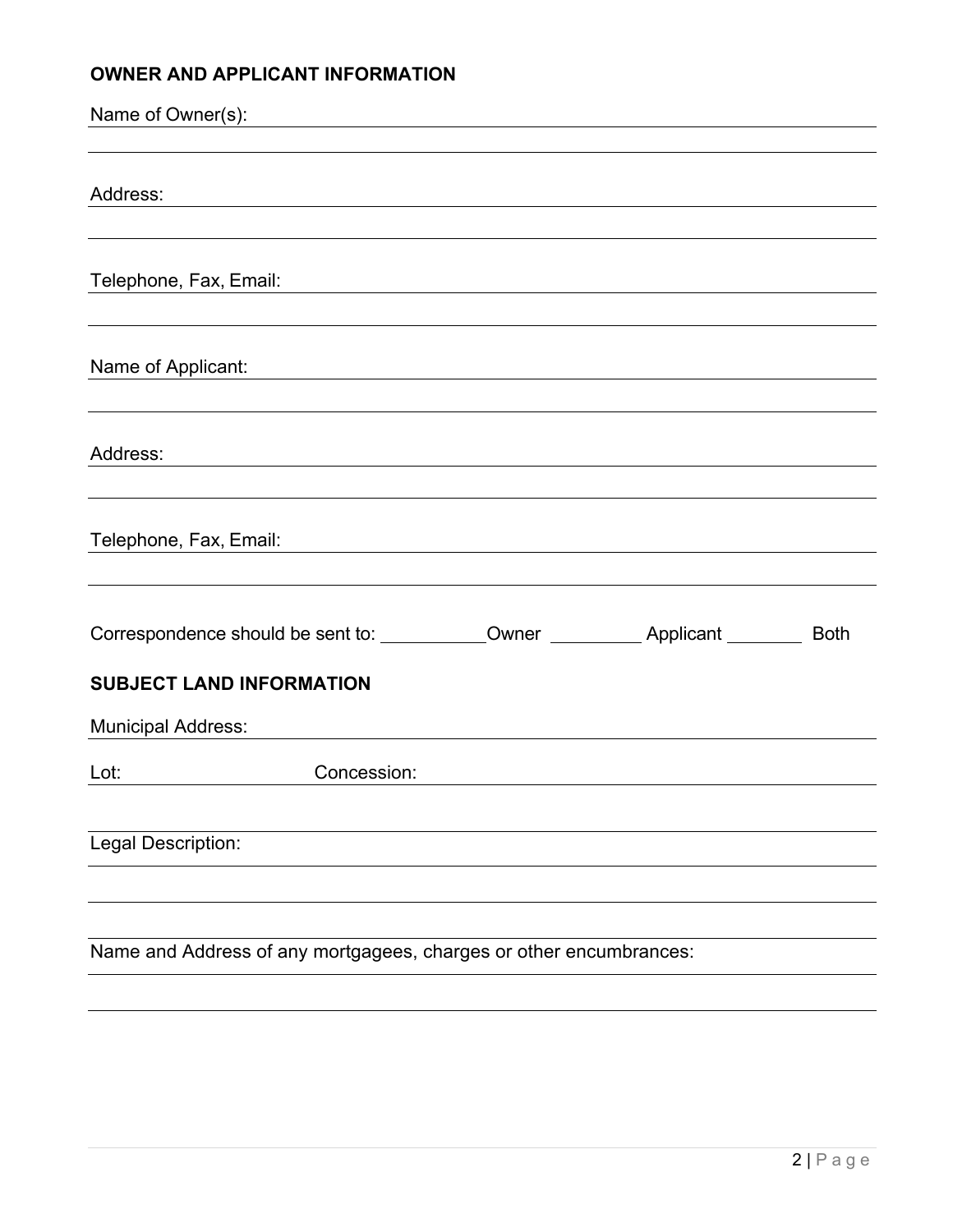## OWNER AND APPLICANT INFORMATION

Name of Owner(s): ______________________________________________

______________________________________________

Address: ______________________________________________

______________________________________________

Telephone, Fax, Email: ______________________________________________

______________________________________________

Name of Applicant: ______________________________________________

______________________________________________

Address: ______________________________________________

______________________________________________

Telephone, Fax, Email: ______________________________________________

______________________________________________

Correspondence should be sent to: __________Owner _________ Applicant ________ Both

## SUBJECT LAND INFORMATION

Municipal Address: ______________________________________________

Lot: ____________ Concession: ______________________________________________

______________________________________________

Legal Description: ______________________________________________

______________________________________________

______________________________________________

Name and Address of any mortgagees, charges or other encumbrances:

______________________________________________

______________________________________________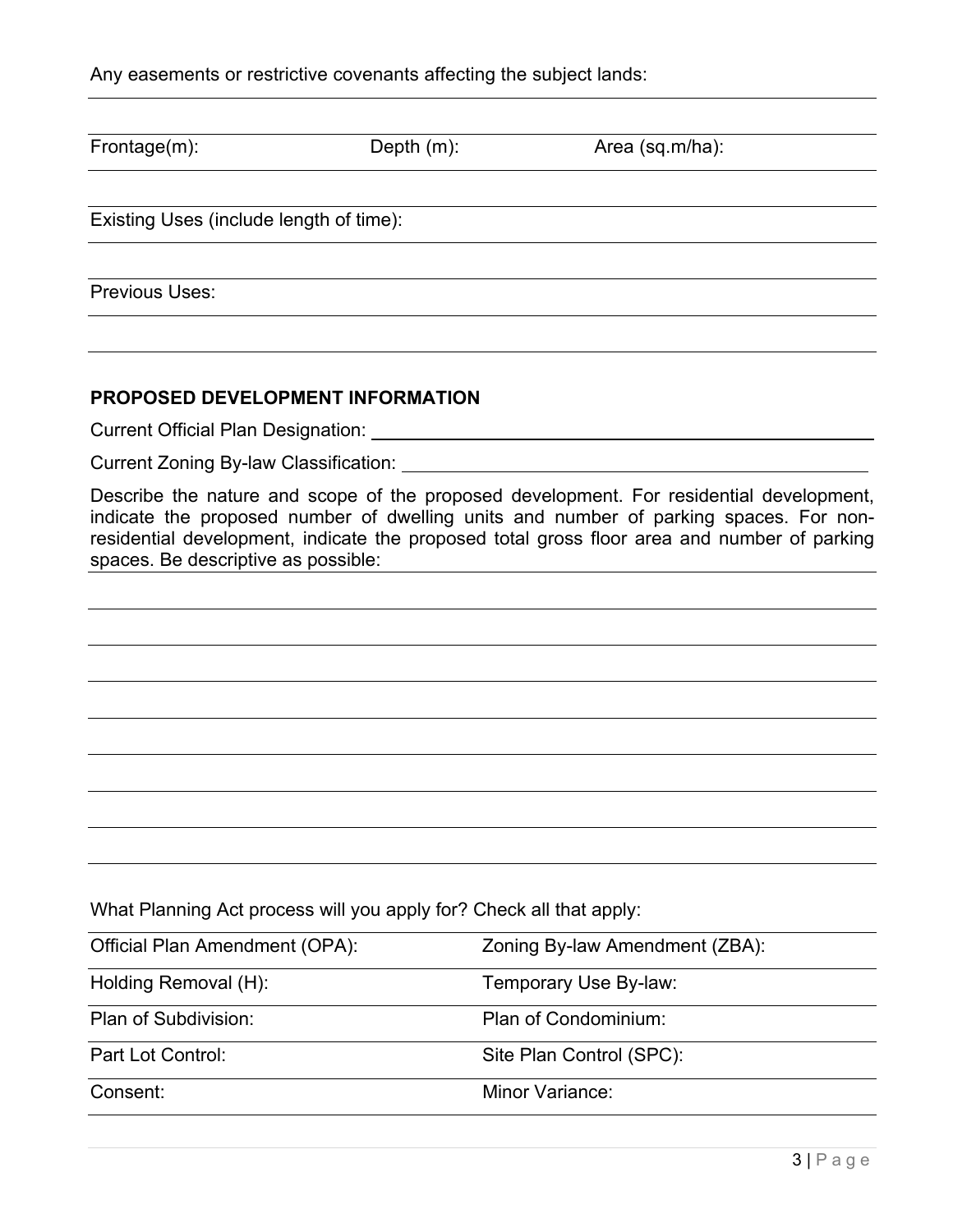Any easements or restrictive covenants affecting the subject lands:

| Frontage(m): | Depth (m): | Area (sq.m/ha): |
|---|---|---|

Existing Uses (include length of time):

Previous Uses:

**PROPOSED DEVELOPMENT INFORMATION**

Current Official Plan Designation: \_\_\_\_\_\_\_\_\_\_\_\_\_\_\_\_\_\_\_\_\_\_\_\_\_\_\_\_\_\_\_\_\_\_\_\_\_\_\_\_

Current Zoning By-law Classification: \_\_\_\_\_\_\_\_\_\_\_\_\_\_\_\_\_\_\_\_\_\_\_\_\_\_\_\_\_\_\_\_\_\_\_\_\_\_

Describe the nature and scope of the proposed development. For residential development, indicate the proposed number of dwelling units and number of parking spaces. For non-residential development, indicate the proposed total gross floor area and number of parking spaces. Be descriptive as possible:

What Planning Act process will you apply for? Check all that apply:

| | |
|---|---|
| Official Plan Amendment (OPA): | Zoning By-law Amendment (ZBA): |
| Holding Removal (H): | Temporary Use By-law: |
| Plan of Subdivision: | Plan of Condominium: |
| Part Lot Control: | Site Plan Control (SPC): |
| Consent: | Minor Variance: |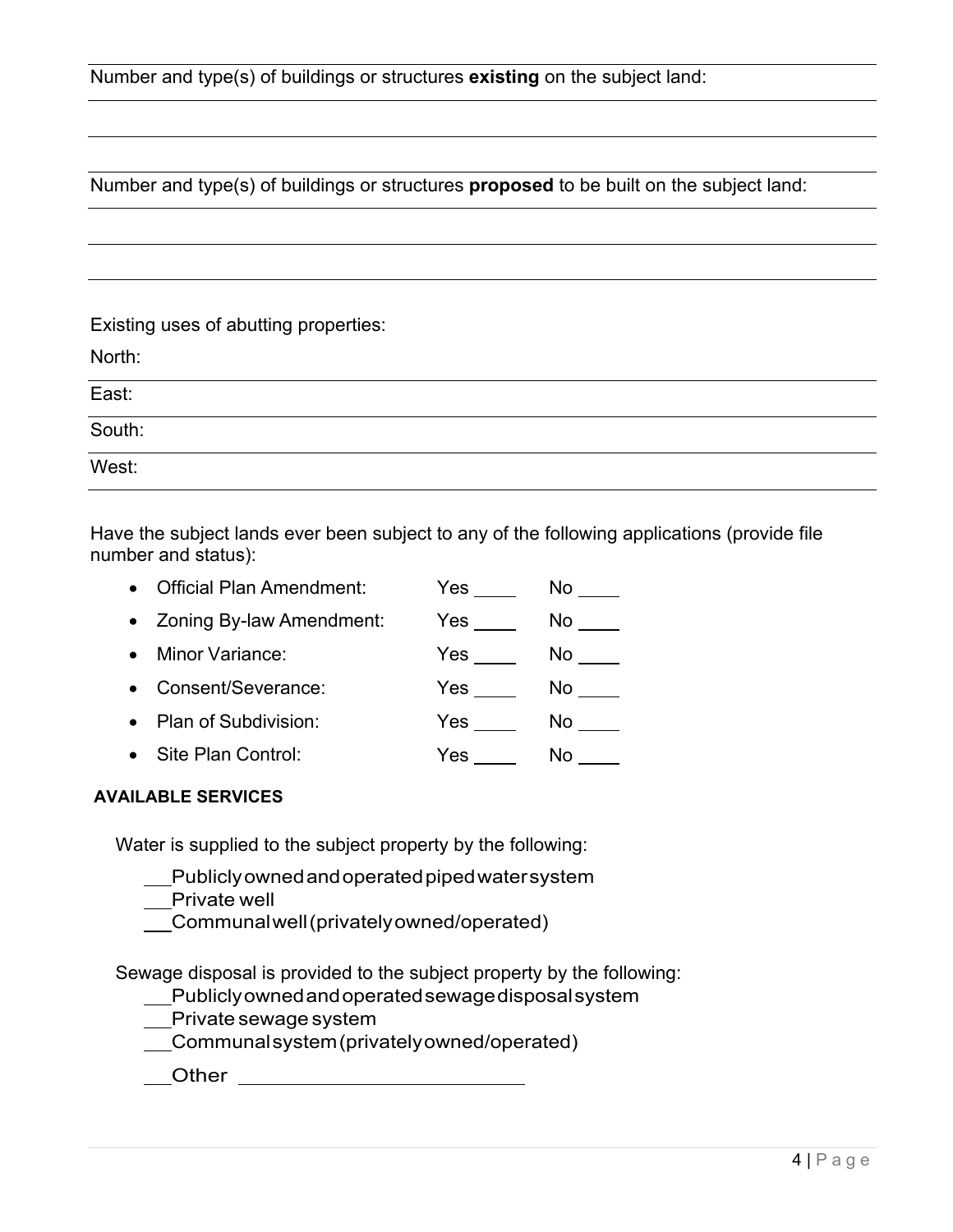Number and type(s) of buildings or structures **existing** on the subject land:

Number and type(s) of buildings or structures **proposed** to be built on the subject land:

Existing uses of abutting properties:

North:

East:

South:

West:

Have the subject lands ever been subject to any of the following applications (provide file number and status):

- Official Plan Amendment: Yes ____ No ____
- Zoning By-law Amendment: Yes ____ No ____
- Minor Variance: Yes ____ No ____
- Consent/Severance: Yes ____ No ____
- Plan of Subdivision: Yes ____ No ____
- Site Plan Control: Yes ____ No ____

**AVAILABLE SERVICES**

Water is supplied to the subject property by the following:

__Publicly owned and operated piped water system
__Private well
__Communal well (privately owned/operated)

Sewage disposal is provided to the subject property by the following:

__Publicly owned and operated sewage disposal system
__Private sewage system
__Communal system (privately owned/operated)
__Other ____________________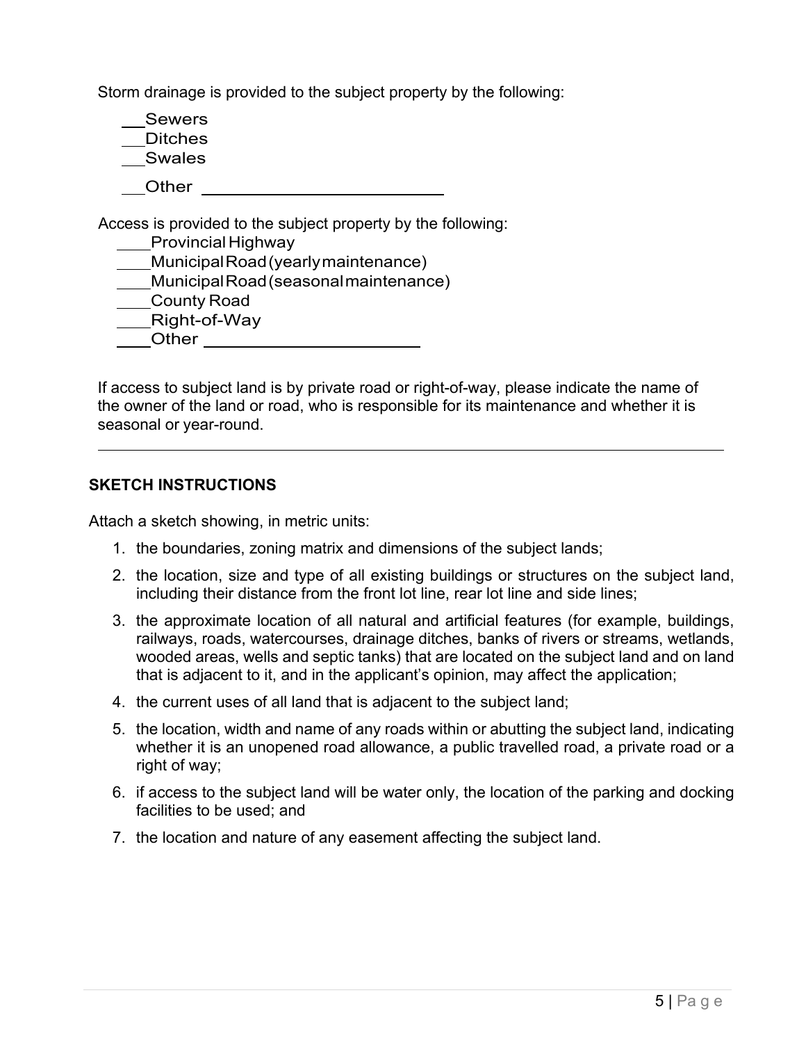Storm drainage is provided to the subject property by the following:

__Sewers
__Ditches
__Swales
__Other ____________________

Access is provided to the subject property by the following:

____Provincial Highway
____Municipal Road (yearly maintenance)
____Municipal Road (seasonal maintenance)
____County Road
____Right-of-Way
____Other ____________________

If access to subject land is by private road or right-of-way, please indicate the name of the owner of the land or road, who is responsible for its maintenance and whether it is seasonal or year-round.

______________________________________________________________________

**SKETCH INSTRUCTIONS**

Attach a sketch showing, in metric units:

1. the boundaries, zoning matrix and dimensions of the subject lands;
2. the location, size and type of all existing buildings or structures on the subject land, including their distance from the front lot line, rear lot line and side lines;
3. the approximate location of all natural and artificial features (for example, buildings, railways, roads, watercourses, drainage ditches, banks of rivers or streams, wetlands, wooded areas, wells and septic tanks) that are located on the subject land and on land that is adjacent to it, and in the applicant's opinion, may affect the application;
4. the current uses of all land that is adjacent to the subject land;
5. the location, width and name of any roads within or abutting the subject land, indicating whether it is an unopened road allowance, a public travelled road, a private road or a right of way;
6. if access to the subject land will be water only, the location of the parking and docking facilities to be used; and
7. the location and nature of any easement affecting the subject land.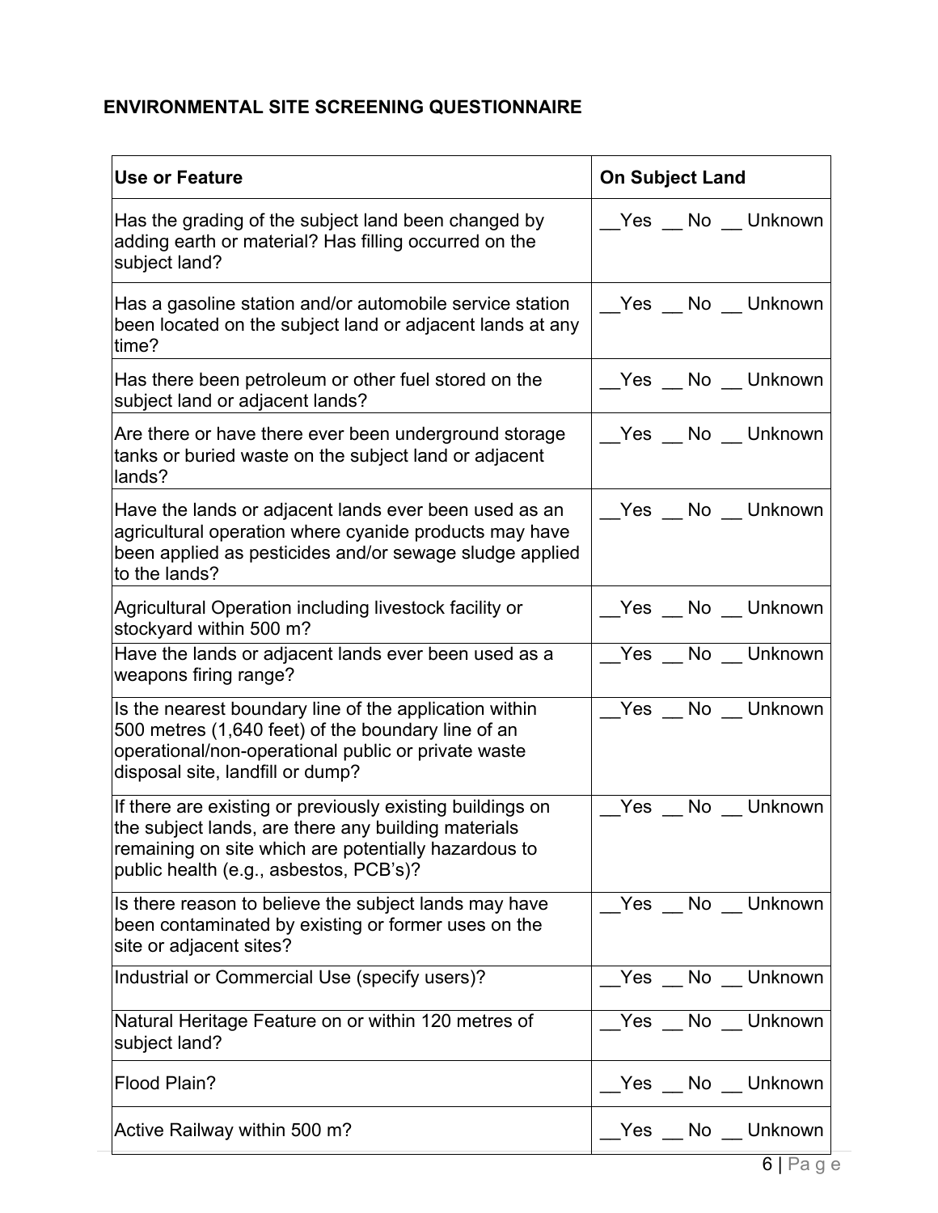## ENVIRONMENTAL SITE SCREENING QUESTIONNAIRE

| Use or Feature | On Subject Land |
| --- | --- |
| Has the grading of the subject land been changed by adding earth or material? Has filling occurred on the subject land? | __Yes __ No __ Unknown |
| Has a gasoline station and/or automobile service station been located on the subject land or adjacent lands at any time? | __Yes __ No __ Unknown |
| Has there been petroleum or other fuel stored on the subject land or adjacent lands? | __Yes __ No __ Unknown |
| Are there or have there ever been underground storage tanks or buried waste on the subject land or adjacent lands? | __Yes __ No __ Unknown |
| Have the lands or adjacent lands ever been used as an agricultural operation where cyanide products may have been applied as pesticides and/or sewage sludge applied to the lands? | __Yes __ No __ Unknown |
| Agricultural Operation including livestock facility or stockyard within 500 m? | __Yes __ No __ Unknown |
| Have the lands or adjacent lands ever been used as a weapons firing range? | __Yes __ No __ Unknown |
| Is the nearest boundary line of the application within 500 metres (1,640 feet) of the boundary line of an operational/non-operational public or private waste disposal site, landfill or dump? | __Yes __ No __ Unknown |
| If there are existing or previously existing buildings on the subject lands, are there any building materials remaining on site which are potentially hazardous to public health (e.g., asbestos, PCB's)? | __Yes __ No __ Unknown |
| Is there reason to believe the subject lands may have been contaminated by existing or former uses on the site or adjacent sites? | __Yes __ No __ Unknown |
| Industrial or Commercial Use (specify users)? | __Yes __ No __ Unknown |
| Natural Heritage Feature on or within 120 metres of subject land? | __Yes __ No __ Unknown |
| Flood Plain? | __Yes __ No __ Unknown |
| Active Railway within 500 m? | __Yes __ No __ Unknown |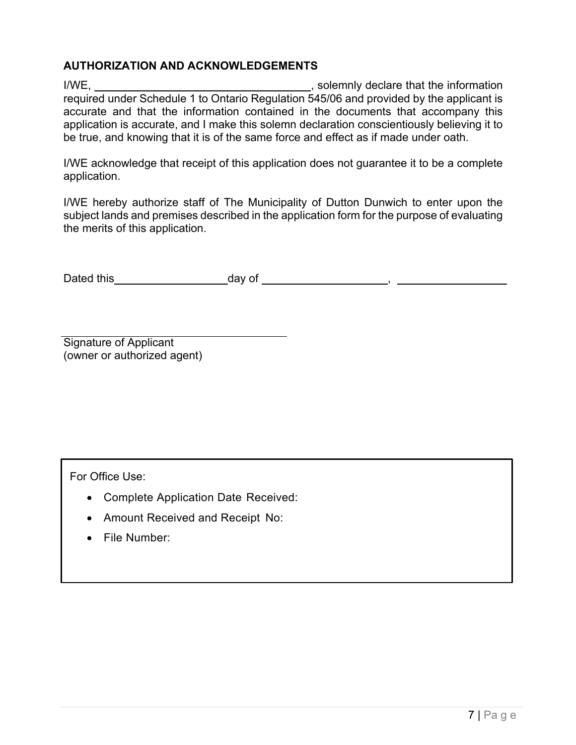## AUTHORIZATION AND ACKNOWLEDGEMENTS

I/WE, ___________________________________, solemnly declare that the information required under Schedule 1 to Ontario Regulation 545/06 and provided by the applicant is accurate and that the information contained in the documents that accompany this application is accurate, and I make this solemn declaration conscientiously believing it to be true, and knowing that it is of the same force and effect as if made under oath.

I/WE acknowledge that receipt of this application does not guarantee it to be a complete application.

I/WE hereby authorize staff of The Municipality of Dutton Dunwich to enter upon the subject lands and premises described in the application form for the purpose of evaluating the merits of this application.

Dated this__________________day of ____________________, __________________

_________________________________________
Signature of Applicant
(owner or authorized agent)

For Office Use:

- Complete Application Date Received:
- Amount Received and Receipt No:
- File Number: